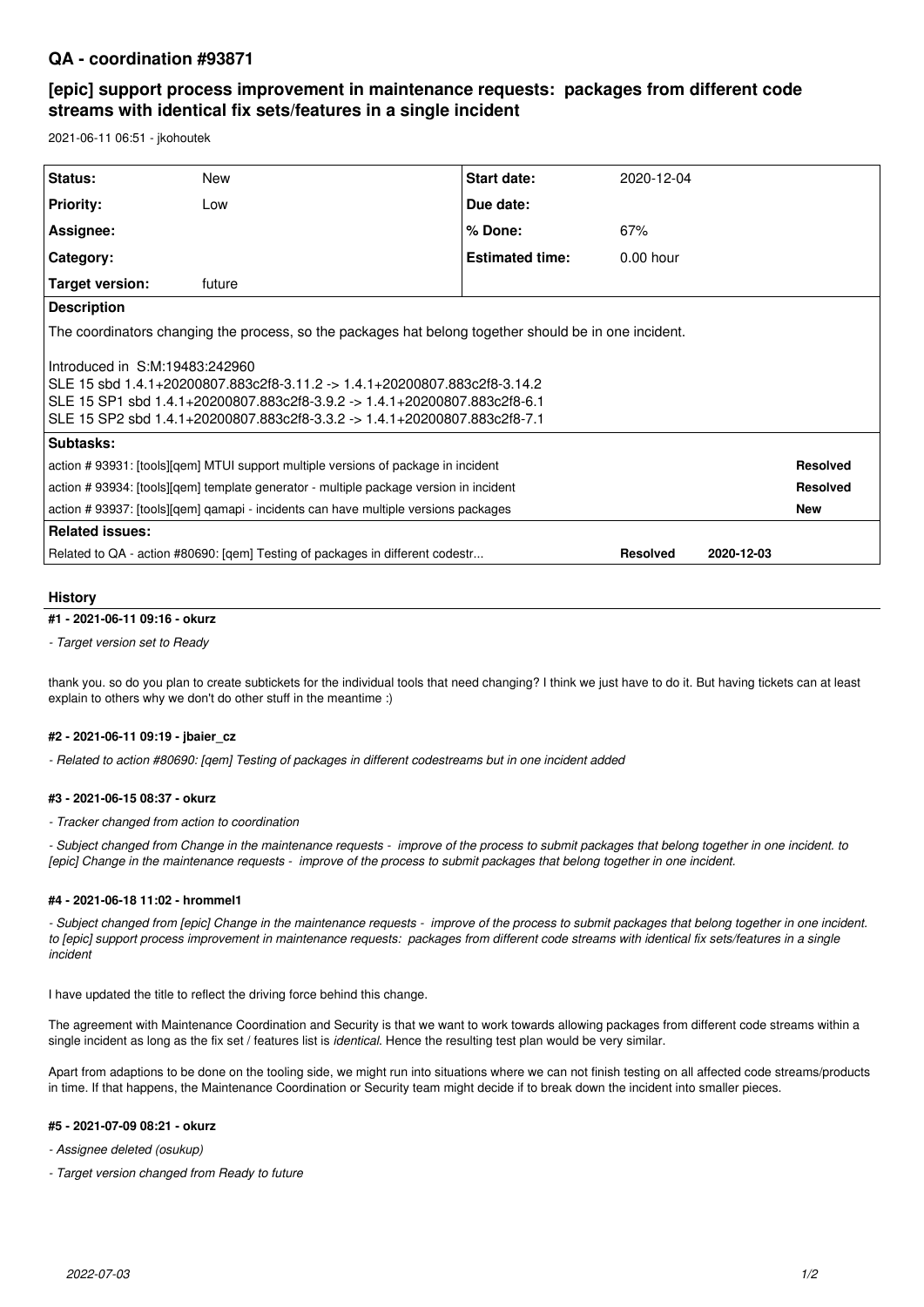# QA - coordination #93871

## [epic] support process improvement in maintenance requests: packages from different code streams with identical fix sets/features in a single incident

2021-06-11 06:51 - jkohoutek

| Status: | New | Start date: | 2020-12-04 |
|---|---|---|---|
| Priority: | Low | Due date: | |
| Assignee: | | % Done: | 67% |
| Category: | | Estimated time: | 0.00 hour |
| Target version: | future | | |

**Description**

The coordinators changing the process, so the packages hat belong together should be in one incident.

Introduced in S:M:19483:242960
SLE 15 sbd 1.4.1+20200807.883c2f8-3.11.2 -> 1.4.1+20200807.883c2f8-3.14.2
SLE 15 SP1 sbd 1.4.1+20200807.883c2f8-3.9.2 -> 1.4.1+20200807.883c2f8-6.1
SLE 15 SP2 sbd 1.4.1+20200807.883c2f8-3.3.2 -> 1.4.1+20200807.883c2f8-7.1

**Subtasks:**

| | |
|---|---|
| action # 93931: [tools][qem] MTUI support multiple versions of package in incident | Resolved |
| action # 93934: [tools][qem] template generator - multiple package version in incident | Resolved |
| action # 93937: [tools][qem] qamapi - incidents can have multiple versions packages | New |

**Related issues:**

| | | |
|---|---|---|
| Related to QA - action #80690: [qem] Testing of packages in different codestr... | Resolved | 2020-12-03 |

## History

### #1 - 2021-06-11 09:16 - okurz

*- Target version set to Ready*

thank you. so do you plan to create subtickets for the individual tools that need changing? I think we just have to do it. But having tickets can at least explain to others why we don't do other stuff in the meantime :)

### #2 - 2021-06-11 09:19 - jbaier_cz

*- Related to action #80690: [qem] Testing of packages in different codestreams but in one incident added*

### #3 - 2021-06-15 08:37 - okurz

*- Tracker changed from action to coordination*

*- Subject changed from Change in the maintenance requests - improve of the process to submit packages that belong together in one incident. to [epic] Change in the maintenance requests - improve of the process to submit packages that belong together in one incident.*

### #4 - 2021-06-18 11:02 - hrommel1

*- Subject changed from [epic] Change in the maintenance requests - improve of the process to submit packages that belong together in one incident. to [epic] support process improvement in maintenance requests: packages from different code streams with identical fix sets/features in a single incident*

I have updated the title to reflect the driving force behind this change.

The agreement with Maintenance Coordination and Security is that we want to work towards allowing packages from different code streams within a single incident as long as the fix set / features list is *identical*. Hence the resulting test plan would be very similar.

Apart from adaptions to be done on the tooling side, we might run into situations where we can not finish testing on all affected code streams/products in time. If that happens, the Maintenance Coordination or Security team might decide if to break down the incident into smaller pieces.

### #5 - 2021-07-09 08:21 - okurz

*- Assignee deleted (osukup)*

*- Target version changed from Ready to future*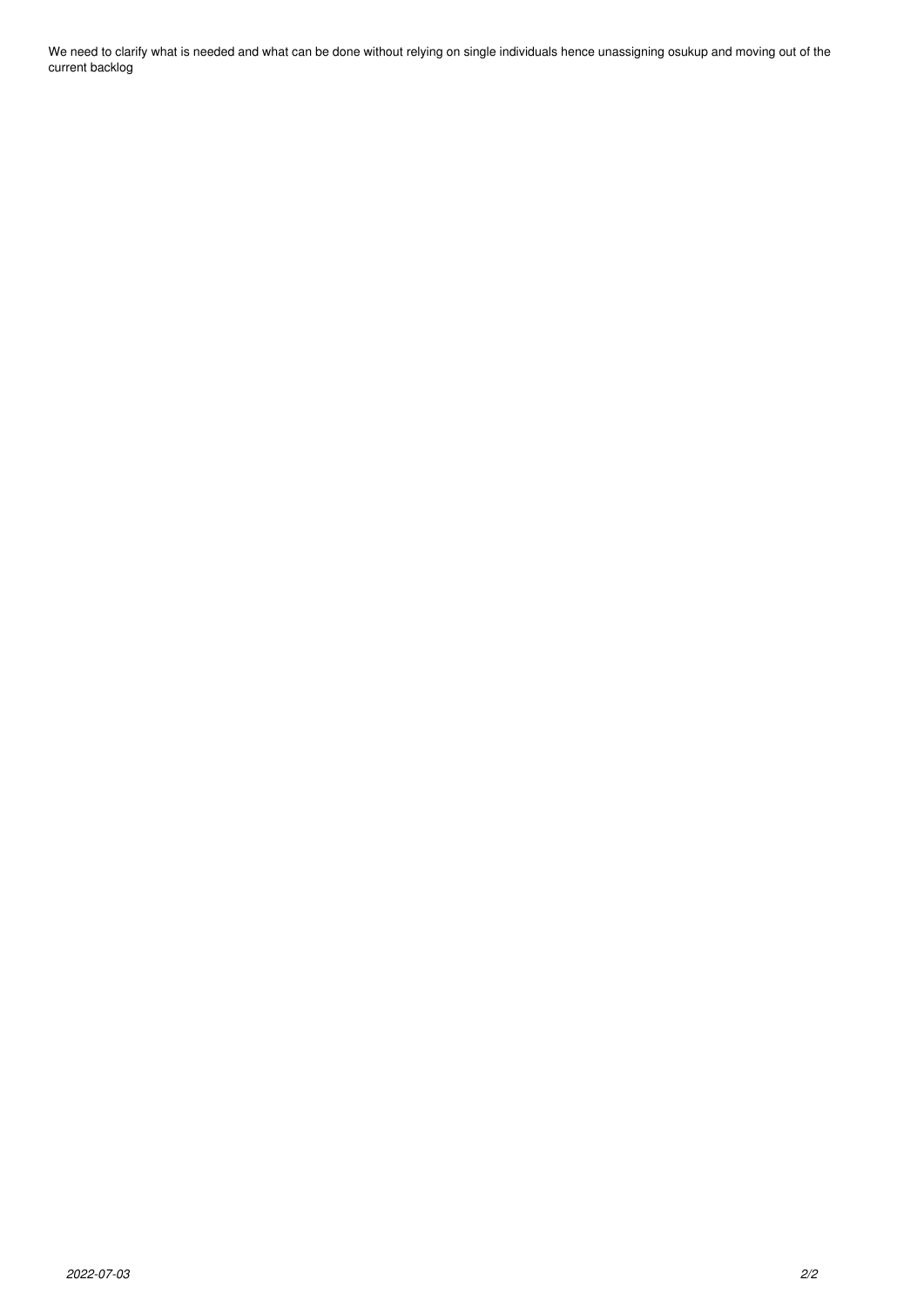We need to clarify what is needed and what can be done without relying on single individuals hence unassigning osukup and moving out of the current backlog